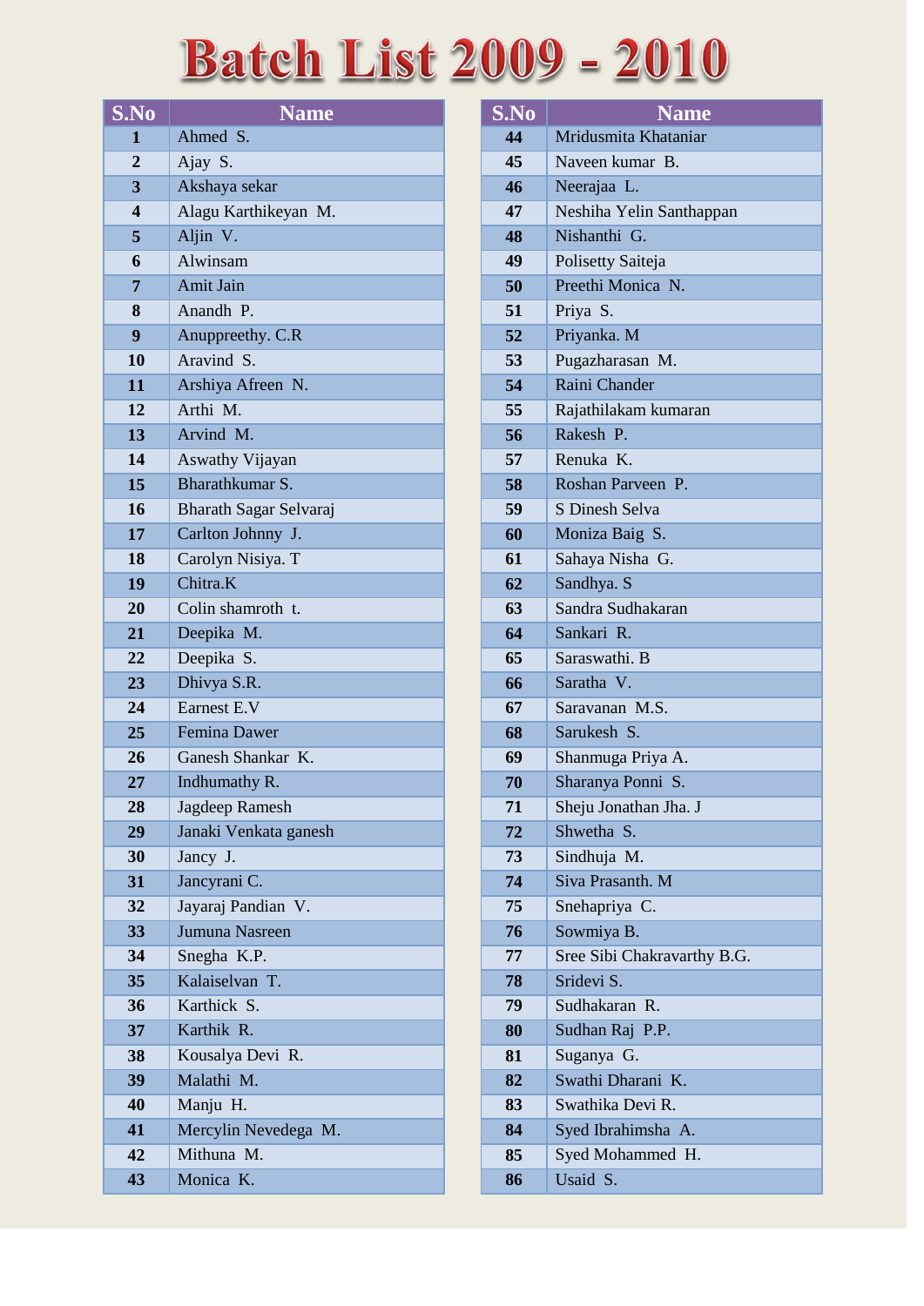# Batch List 2009 - 2010

| S.No | Name |
|---|---|
| 1 | Ahmed S. |
| 2 | Ajay S. |
| 3 | Akshaya sekar |
| 4 | Alagu Karthikeyan M. |
| 5 | Aljin V. |
| 6 | Alwinsam |
| 7 | Amit Jain |
| 8 | Anandh P. |
| 9 | Anuppreethy. C.R |
| 10 | Aravind S. |
| 11 | Arshiya Afreen N. |
| 12 | Arthi M. |
| 13 | Arvind M. |
| 14 | Aswathy Vijayan |
| 15 | Bharathkumar S. |
| 16 | Bharath Sagar Selvaraj |
| 17 | Carlton Johnny J. |
| 18 | Carolyn Nisiya. T |
| 19 | Chitra.K |
| 20 | Colin shamroth t. |
| 21 | Deepika M. |
| 22 | Deepika S. |
| 23 | Dhivya S.R. |
| 24 | Earnest E.V |
| 25 | Femina Dawer |
| 26 | Ganesh Shankar K. |
| 27 | Indhumathy R. |
| 28 | Jagdeep Ramesh |
| 29 | Janaki Venkata ganesh |
| 30 | Jancy J. |
| 31 | Jancyrani C. |
| 32 | Jayaraj Pandian V. |
| 33 | Jumuna Nasreen |
| 34 | Snegha K.P. |
| 35 | Kalaiselvan T. |
| 36 | Karthick S. |
| 37 | Karthik R. |
| 38 | Kousalya Devi R. |
| 39 | Malathi M. |
| 40 | Manju H. |
| 41 | Mercylin Nevedega M. |
| 42 | Mithuna M. |
| 43 | Monica K. |
| 44 | Mridusmita Khataniar |
| 45 | Naveen kumar B. |
| 46 | Neerajaa L. |
| 47 | Neshiha Yelin Santhappan |
| 48 | Nishanthi G. |
| 49 | Polisetty Saiteja |
| 50 | Preethi Monica N. |
| 51 | Priya S. |
| 52 | Priyanka. M |
| 53 | Pugazharasan M. |
| 54 | Raini Chander |
| 55 | Rajathilakam kumaran |
| 56 | Rakesh P. |
| 57 | Renuka K. |
| 58 | Roshan Parveen P. |
| 59 | S Dinesh Selva |
| 60 | Moniza Baig S. |
| 61 | Sahaya Nisha G. |
| 62 | Sandhya. S |
| 63 | Sandra Sudhakaran |
| 64 | Sankari R. |
| 65 | Saraswathi. B |
| 66 | Saratha V. |
| 67 | Saravanan M.S. |
| 68 | Sarukesh S. |
| 69 | Shanmuga Priya A. |
| 70 | Sharanya Ponni S. |
| 71 | Sheju Jonathan Jha. J |
| 72 | Shwetha S. |
| 73 | Sindhuja M. |
| 74 | Siva Prasanth. M |
| 75 | Snehapriya C. |
| 76 | Sowmiya B. |
| 77 | Sree Sibi Chakravarthy B.G. |
| 78 | Sridevi S. |
| 79 | Sudhakaran R. |
| 80 | Sudhan Raj P.P. |
| 81 | Suganya G. |
| 82 | Swathi Dharani K. |
| 83 | Swathika Devi R. |
| 84 | Syed Ibrahimsha A. |
| 85 | Syed Mohammed H. |
| 86 | Usaid S. |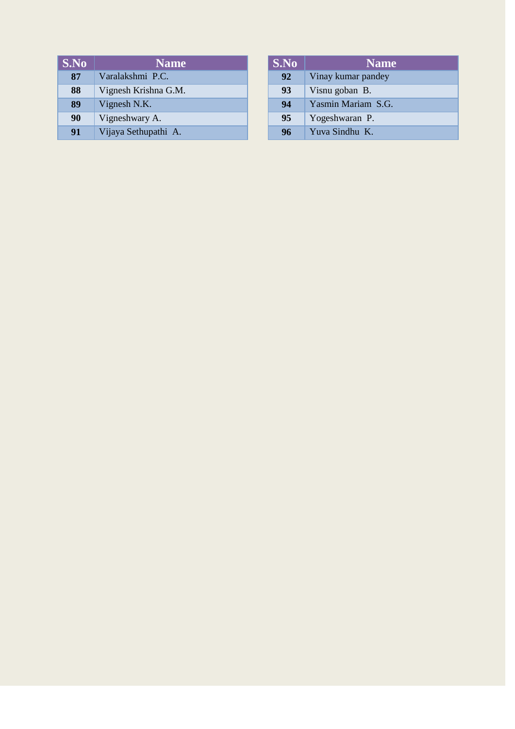| S.No | Name |
|---|---|
| **87** | Varalakshmi P.C. |
| **88** | Vignesh Krishna G.M. |
| **89** | Vignesh N.K. |
| **90** | Vigneshwary A. |
| **91** | Vijaya Sethupathi A. |

| S.No | Name |
|---|---|
| **92** | Vinay kumar pandey |
| **93** | Visnu goban B. |
| **94** | Yasmin Mariam S.G. |
| **95** | Yogeshwaran P. |
| **96** | Yuva Sindhu K. |